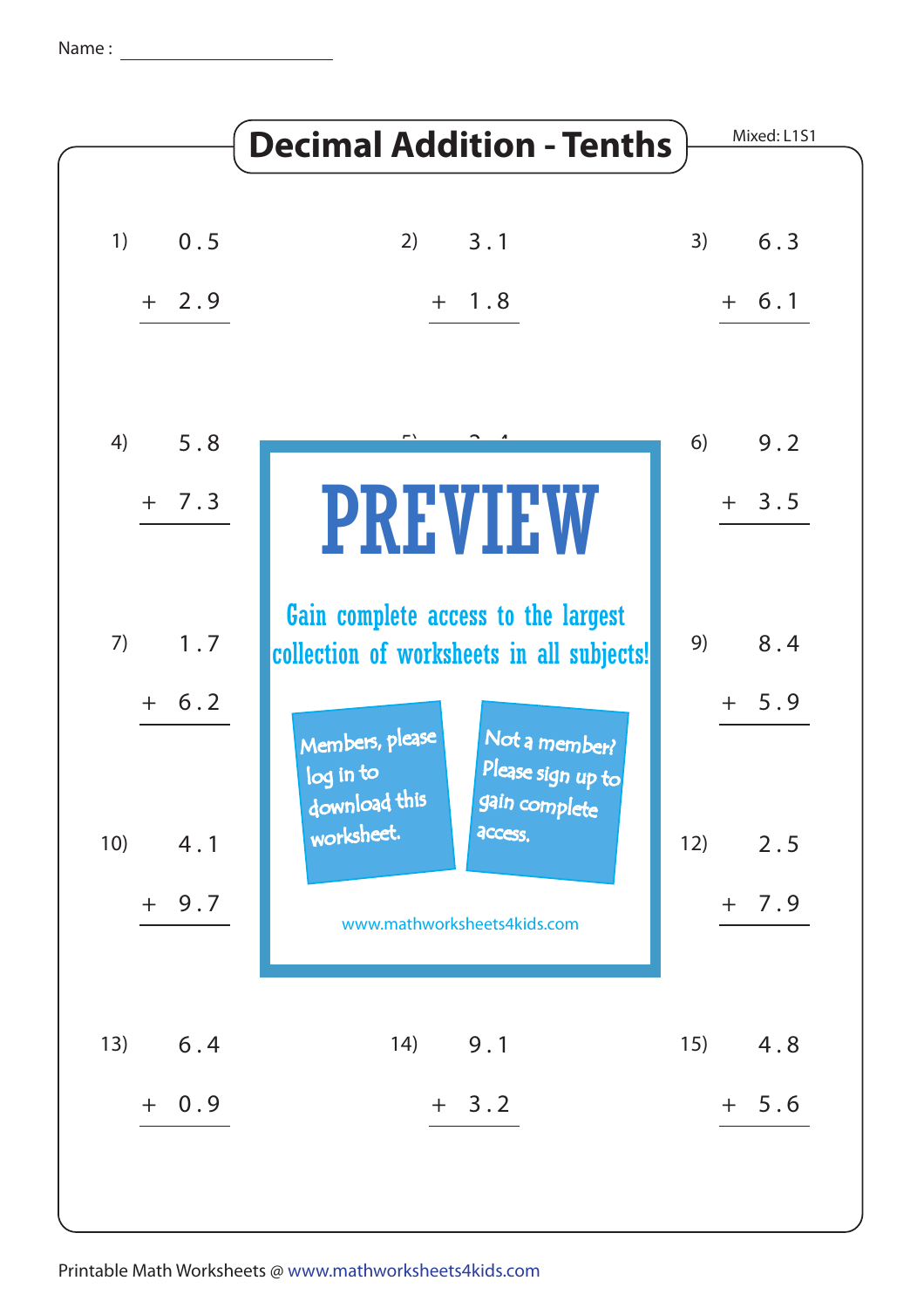Name : ____________________

# Decimal Addition - Tenths

Mixed: L1S1

1) $0.5 + 2.9$

2) $3.1 + 1.8$

3) $6.3 + 6.1$

4) $5.8 + 7.3$

6) $9.2 + 3.5$

7) $1.7 + 6.2$

9) $8.4 + 5.9$

10) $4.1 + 9.7$

12) $2.5 + 7.9$

13) $6.4 + 0.9$

14) $9.1 + 3.2$

15) $4.8 + 5.6$

PREVIEW

Gain complete access to the largest collection of worksheets in all subjects!

Members, please log in to download this worksheet.

Not a member? Please sign up to gain complete access.

www.mathworksheets4kids.com

Printable Math Worksheets @ www.mathworksheets4kids.com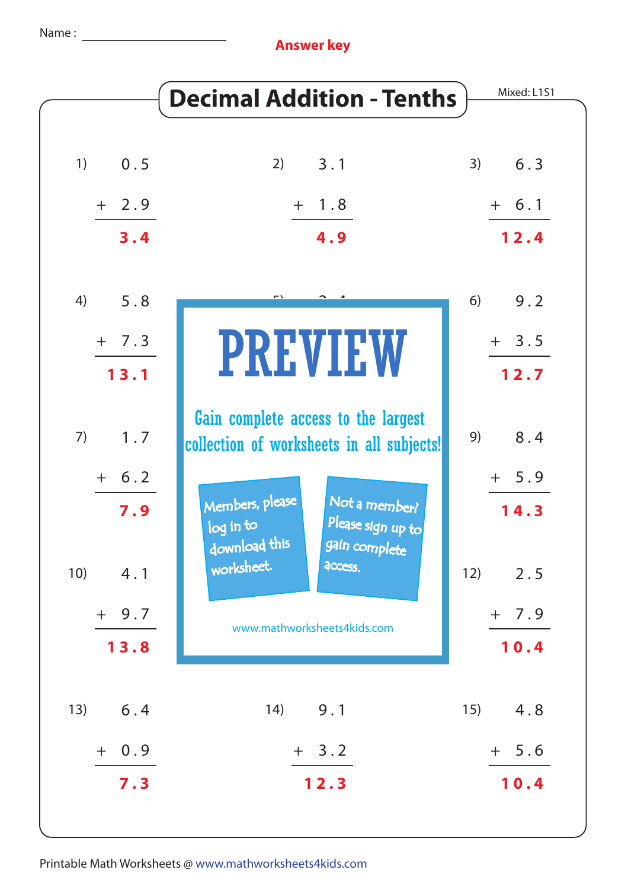Name :

**Answer key**

# Decimal Addition - Tenths

Mixed: L1S1

1) $0.5 + 2.9 =$ **3.4**

2) $3.1 + 1.8 =$ **4.9**

3) $6.3 + 6.1 =$ **12.4**

4) $5.8 + 7.3 =$ **13.1**

6) $9.2 + 3.5 =$ **12.7**

7) $1.7 + 6.2 =$ **7.9**

9) $8.4 + 5.9 =$ **14.3**

10) $4.1 + 9.7 =$ **13.8**

12) $2.5 + 7.9 =$ **10.4**

13) $6.4 + 0.9 =$ **7.3**

14) $9.1 + 3.2 =$ **12.3**

15) $4.8 + 5.6 =$ **10.4**

PREVIEW

Gain complete access to the largest collection of worksheets in all subjects!

Members, please log in to download this worksheet.

Not a member? Please sign up to gain complete access.

www.mathworksheets4kids.com

Printable Math Worksheets @ www.mathworksheets4kids.com